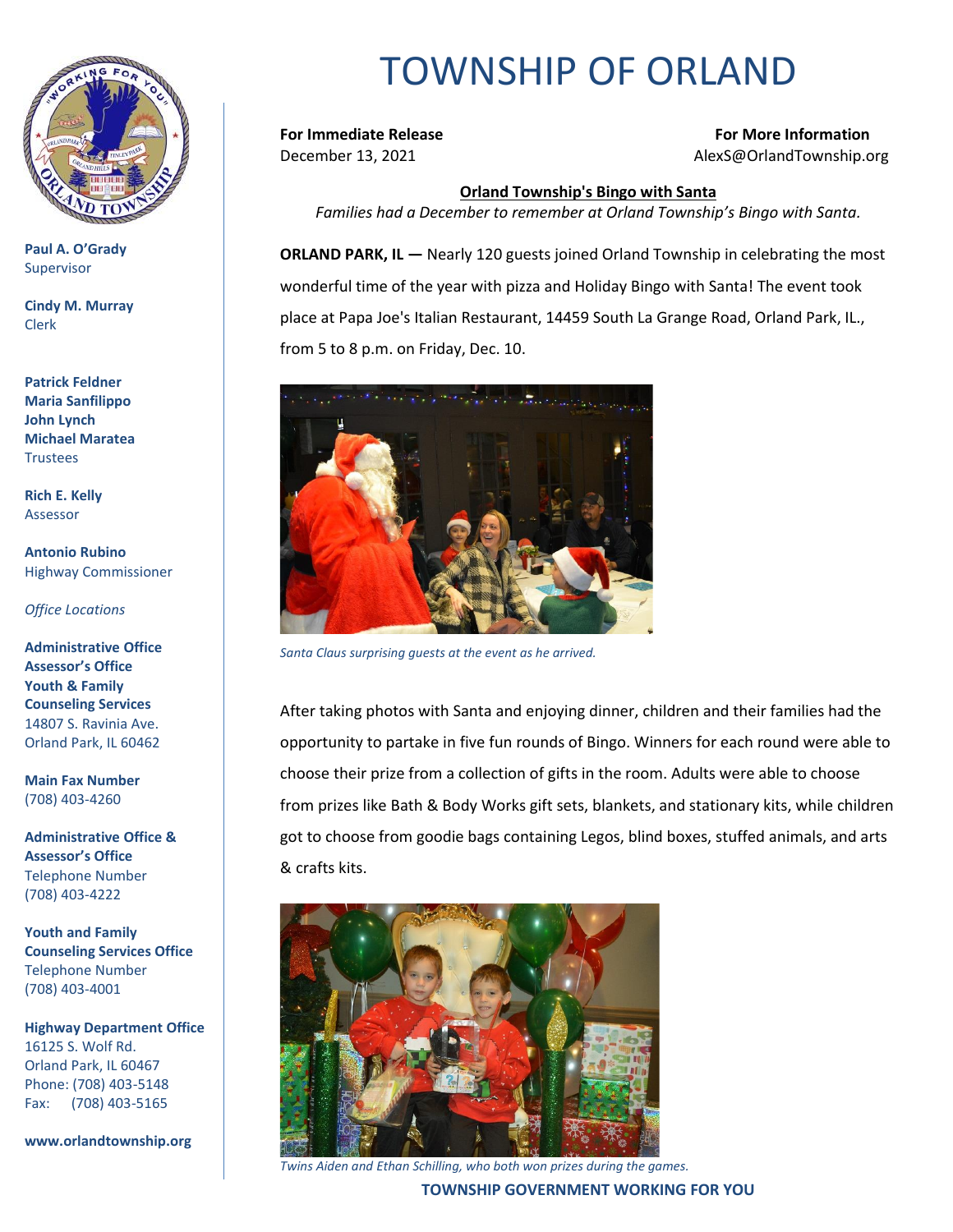# TOWNSHIP OF ORLAND

**Paul A. O'Grady**
Supervisor

**Cindy M. Murray**
Clerk

**Patrick Feldner**
**Maria Sanfilippo**
**John Lynch**
**Michael Maratea**
Trustees

**Rich E. Kelly**
Assessor

**Antonio Rubino**
Highway Commissioner

*Office Locations*

**Administrative Office**
**Assessor's Office**
**Youth & Family Counseling Services**
14807 S. Ravinia Ave.
Orland Park, IL 60462

**Main Fax Number**
(708) 403-4260

**Administrative Office & Assessor's Office**
Telephone Number
(708) 403-4222

**Youth and Family Counseling Services Office**
Telephone Number
(708) 403-4001

**Highway Department Office**
16125 S. Wolf Rd.
Orland Park, IL 60467
Phone: (708) 403-5148
Fax: (708) 403-5165

**www.orlandtownship.org**

---

**For Immediate Release**
December 13, 2021

**For More Information**
AlexS@OrlandTownship.org

## Orland Township's Bingo with Santa

*Families had a December to remember at Orland Township's Bingo with Santa.*

**ORLAND PARK, IL —** Nearly 120 guests joined Orland Township in celebrating the most wonderful time of the year with pizza and Holiday Bingo with Santa! The event took place at Papa Joe's Italian Restaurant, 14459 South La Grange Road, Orland Park, IL., from 5 to 8 p.m. on Friday, Dec. 10.

*Santa Claus surprising guests at the event as he arrived.*

After taking photos with Santa and enjoying dinner, children and their families had the opportunity to partake in five fun rounds of Bingo. Winners for each round were able to choose their prize from a collection of gifts in the room. Adults were able to choose from prizes like Bath & Body Works gift sets, blankets, and stationary kits, while children got to choose from goodie bags containing Legos, blind boxes, stuffed animals, and arts & crafts kits.

*Twins Aiden and Ethan Schilling, who both won prizes during the games.*

**TOWNSHIP GOVERNMENT WORKING FOR YOU**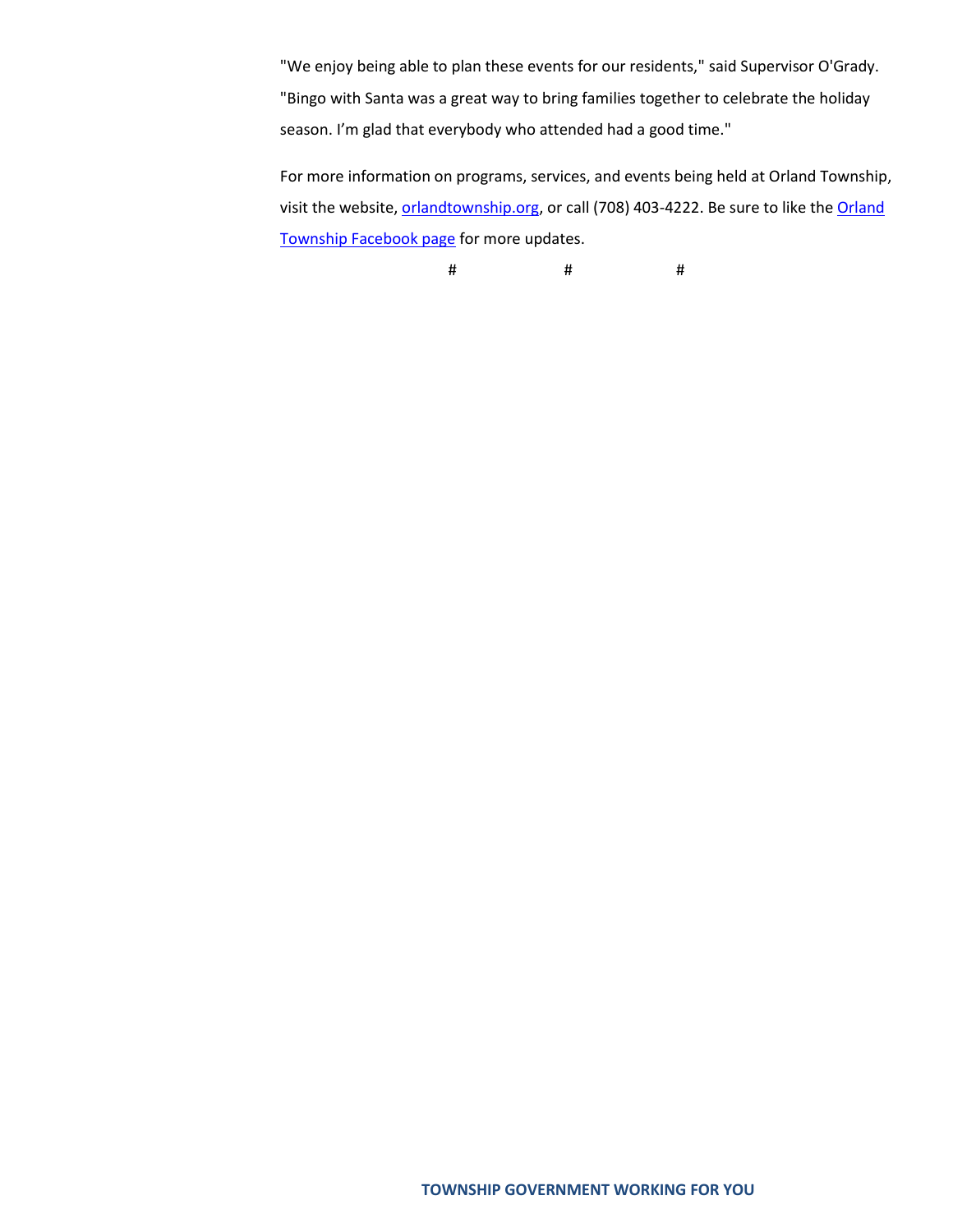"We enjoy being able to plan these events for our residents," said Supervisor O'Grady. "Bingo with Santa was a great way to bring families together to celebrate the holiday season. I'm glad that everybody who attended had a good time."

For more information on programs, services, and events being held at Orland Township, visit the website, [orlandtownship.org](orlandtownship.org), or call (708) 403-4222. Be sure to like the [Orland Township Facebook page]() for more updates.

# # #

**TOWNSHIP GOVERNMENT WORKING FOR YOU**